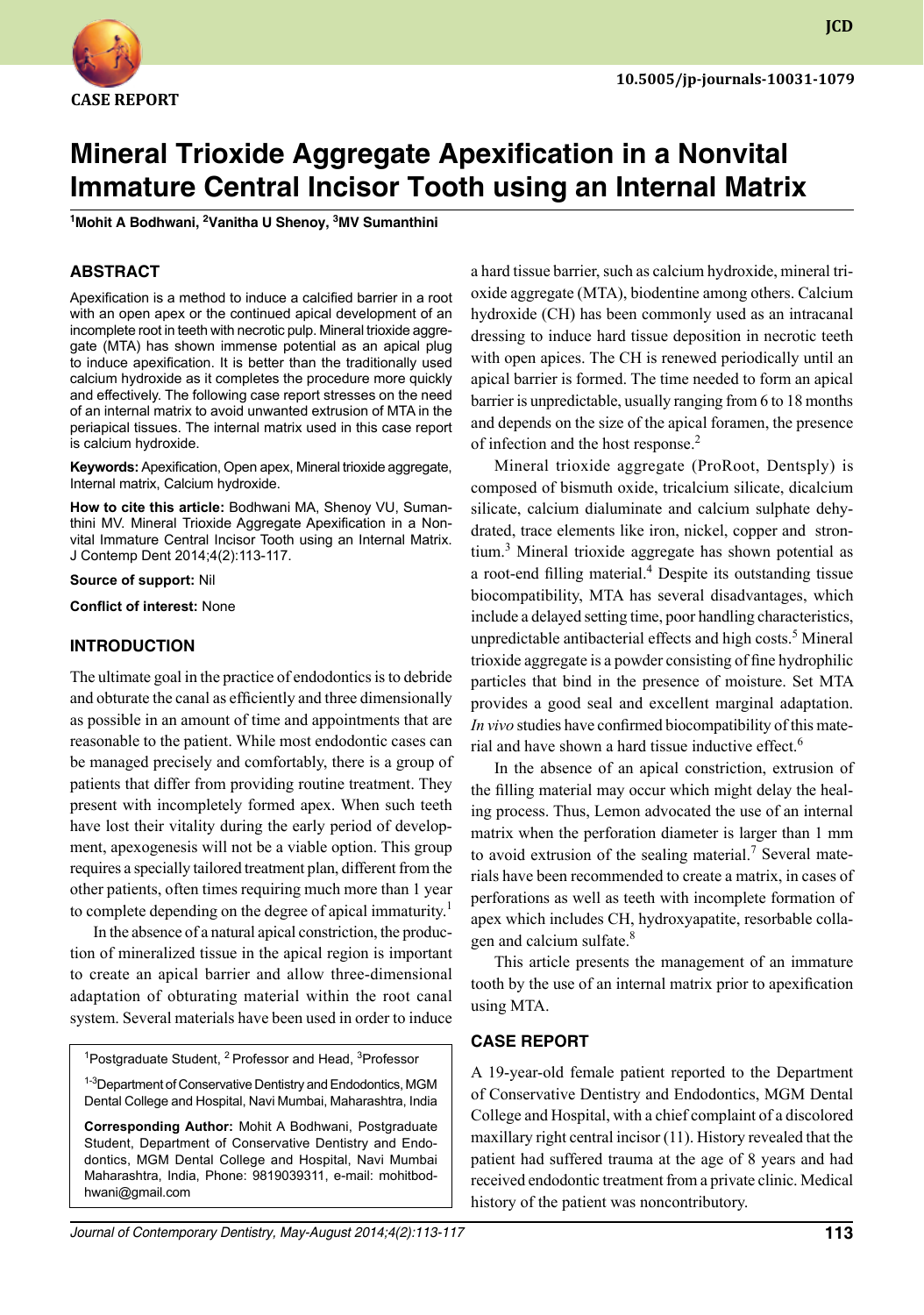CASE REPORT

10.5005/jp-journals-10031-1079

# Mineral Trioxide Aggregate Apexification in a Nonvital Immature Central Incisor Tooth using an Internal Matrix

[1]Mohit A Bodhwani, [2]Vanitha U Shenoy, [3]MV Sumanthini

## ABSTRACT

Apexification is a method to induce a calcified barrier in a root with an open apex or the continued apical development of an incomplete root in teeth with necrotic pulp. Mineral trioxide aggregate (MTA) has shown immense potential as an apical plug to induce apexification. It is better than the traditionally used calcium hydroxide as it completes the procedure more quickly and effectively. The following case report stresses on the need of an internal matrix to avoid unwanted extrusion of MTA in the periapical tissues. The internal matrix used in this case report is calcium hydroxide.

**Keywords:** Apexification, Open apex, Mineral trioxide aggregate, Internal matrix, Calcium hydroxide.

**How to cite this article:** Bodhwani MA, Shenoy VU, Sumanthini MV. Mineral Trioxide Aggregate Apexification in a Nonvital Immature Central Incisor Tooth using an Internal Matrix. J Contemp Dent 2014;4(2):113-117.

**Source of support:** Nil

**Conflict of interest:** None

## INTRODUCTION

The ultimate goal in the practice of endodontics is to debride and obturate the canal as efficiently and three dimensionally as possible in an amount of time and appointments that are reasonable to the patient. While most endodontic cases can be managed precisely and comfortably, there is a group of patients that differ from providing routine treatment. They present with incompletely formed apex. When such teeth have lost their vitality during the early period of development, apexogenesis will not be a viable option. This group requires a specially tailored treatment plan, different from the other patients, often times requiring much more than 1 year to complete depending on the degree of apical immaturity.[1]

In the absence of a natural apical constriction, the production of mineralized tissue in the apical region is important to create an apical barrier and allow three-dimensional adaptation of obturating material within the root canal system. Several materials have been used in order to induce a hard tissue barrier, such as calcium hydroxide, mineral trioxide aggregate (MTA), biodentine among others. Calcium hydroxide (CH) has been commonly used as an intracanal dressing to induce hard tissue deposition in necrotic teeth with open apices. The CH is renewed periodically until an apical barrier is formed. The time needed to form an apical barrier is unpredictable, usually ranging from 6 to 18 months and depends on the size of the apical foramen, the presence of infection and the host response.[2]

Mineral trioxide aggregate (ProRoot, Dentsply) is composed of bismuth oxide, tricalcium silicate, dicalcium silicate, calcium dialuminate and calcium sulphate dehydrated, trace elements like iron, nickel, copper and strontium.[3] Mineral trioxide aggregate has shown potential as a root-end filling material.[4] Despite its outstanding tissue biocompatibility, MTA has several disadvantages, which include a delayed setting time, poor handling characteristics, unpredictable antibacterial effects and high costs.[5] Mineral trioxide aggregate is a powder consisting of fine hydrophilic particles that bind in the presence of moisture. Set MTA provides a good seal and excellent marginal adaptation. *In vivo* studies have confirmed biocompatibility of this material and have shown a hard tissue inductive effect.[6]

In the absence of an apical constriction, extrusion of the filling material may occur which might delay the healing process. Thus, Lemon advocated the use of an internal matrix when the perforation diameter is larger than 1 mm to avoid extrusion of the sealing material.[7] Several materials have been recommended to create a matrix, in cases of perforations as well as teeth with incomplete formation of apex which includes CH, hydroxyapatite, resorbable collagen and calcium sulfate.[8]

This article presents the management of an immature tooth by the use of an internal matrix prior to apexification using MTA.

## CASE REPORT

A 19-year-old female patient reported to the Department of Conservative Dentistry and Endodontics, MGM Dental College and Hospital, with a chief complaint of a discolored maxillary right central incisor (11). History revealed that the patient had suffered trauma at the age of 8 years and had received endodontic treatment from a private clinic. Medical history of the patient was noncontributory.

---

[1]Postgraduate Student, [2]Professor and Head, [3]Professor

[1-3]Department of Conservative Dentistry and Endodontics, MGM Dental College and Hospital, Navi Mumbai, Maharashtra, India

**Corresponding Author:** Mohit A Bodhwani, Postgraduate Student, Department of Conservative Dentistry and Endodontics, MGM Dental College and Hospital, Navi Mumbai Maharashtra, India, Phone: 9819039311, e-mail: mohitbodhwani@gmail.com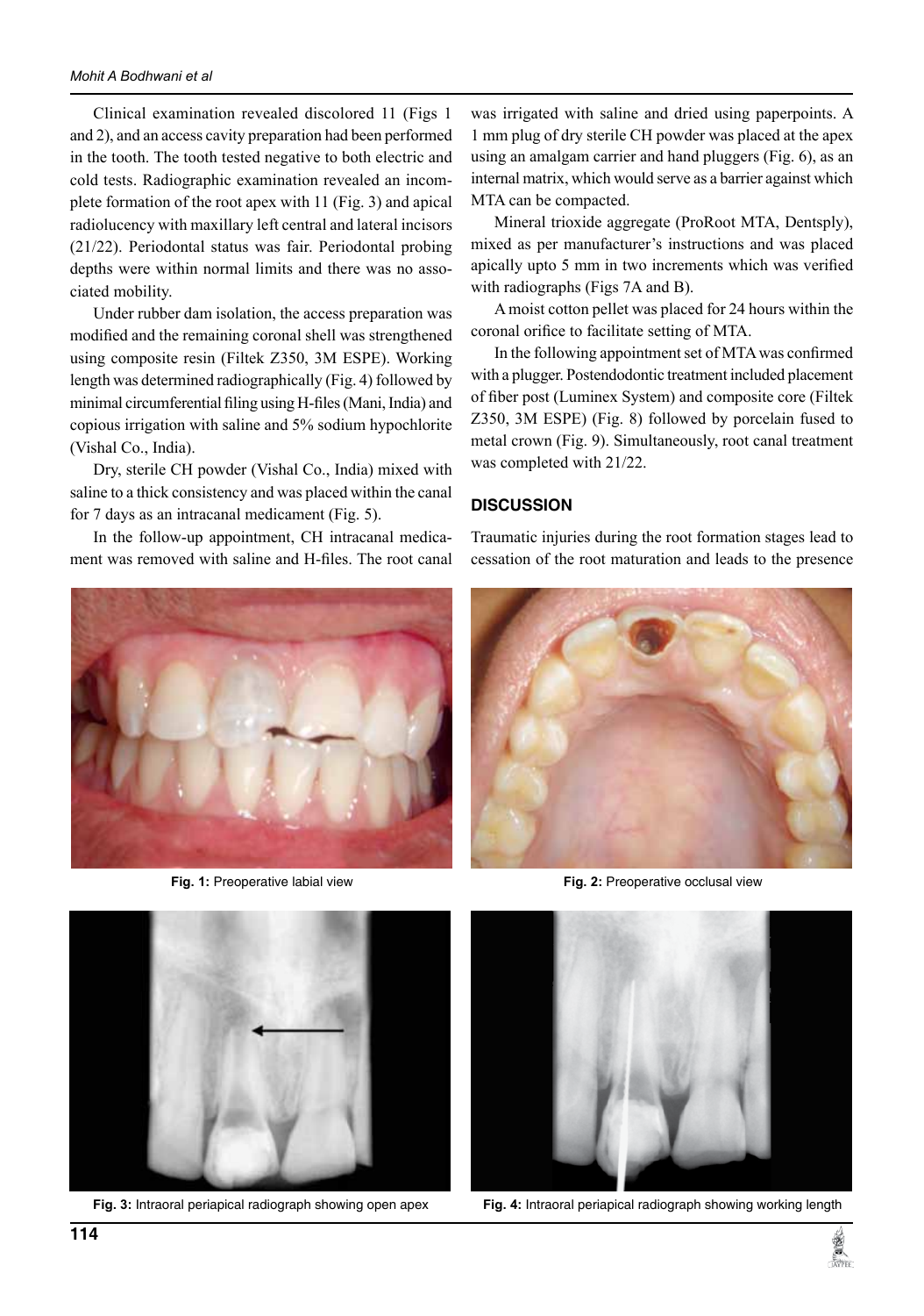Clinical examination revealed discolored 11 (Figs 1 and 2), and an access cavity preparation had been performed in the tooth. The tooth tested negative to both electric and cold tests. Radiographic examination revealed an incomplete formation of the root apex with 11 (Fig. 3) and apical radiolucency with maxillary left central and lateral incisors (21/22). Periodontal status was fair. Periodontal probing depths were within normal limits and there was no associated mobility.

Under rubber dam isolation, the access preparation was modified and the remaining coronal shell was strengthened using composite resin (Filtek Z350, 3M ESPE). Working length was determined radiographically (Fig. 4) followed by minimal circumferential filing using H-files (Mani, India) and copious irrigation with saline and 5% sodium hypochlorite (Vishal Co., India).

Dry, sterile CH powder (Vishal Co., India) mixed with saline to a thick consistency and was placed within the canal for 7 days as an intracanal medicament (Fig. 5).

In the follow-up appointment, CH intracanal medicament was removed with saline and H-files. The root canal was irrigated with saline and dried using paperpoints. A 1 mm plug of dry sterile CH powder was placed at the apex using an amalgam carrier and hand pluggers (Fig. 6), as an internal matrix, which would serve as a barrier against which MTA can be compacted.

Mineral trioxide aggregate (ProRoot MTA, Dentsply), mixed as per manufacturer's instructions and was placed apically upto 5 mm in two increments which was verified with radiographs (Figs 7A and B).

A moist cotton pellet was placed for 24 hours within the coronal orifice to facilitate setting of MTA.

In the following appointment set of MTA was confirmed with a plugger. Postendodontic treatment included placement of fiber post (Luminex System) and composite core (Filtek Z350, 3M ESPE) (Fig. 8) followed by porcelain fused to metal crown (Fig. 9). Simultaneously, root canal treatment was completed with 21/22.

## DISCUSSION

Traumatic injuries during the root formation stages lead to cessation of the root maturation and leads to the presence

**Fig. 1:** Preoperative labial view

**Fig. 2:** Preoperative occlusal view

**Fig. 3:** Intraoral periapical radiograph showing open apex

**Fig. 4:** Intraoral periapical radiograph showing working length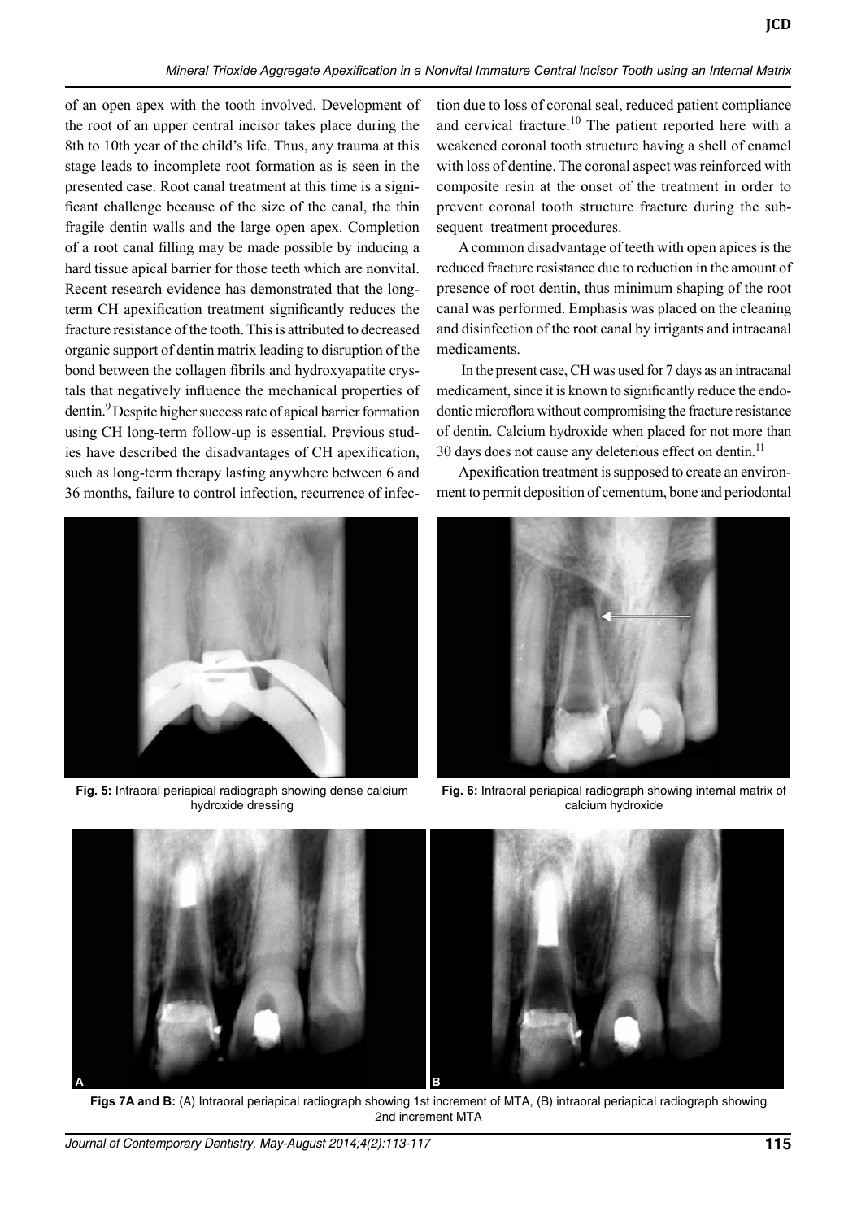of an open apex with the tooth involved. Development of the root of an upper central incisor takes place during the 8th to 10th year of the child's life. Thus, any trauma at this stage leads to incomplete root formation as is seen in the presented case. Root canal treatment at this time is a significant challenge because of the size of the canal, the thin fragile dentin walls and the large open apex. Completion of a root canal filling may be made possible by inducing a hard tissue apical barrier for those teeth which are nonvital. Recent research evidence has demonstrated that the long-term CH apexification treatment significantly reduces the fracture resistance of the tooth. This is attributed to decreased organic support of dentin matrix leading to disruption of the bond between the collagen fibrils and hydroxyapatite crystals that negatively influence the mechanical properties of dentin.[9] Despite higher success rate of apical barrier formation using CH long-term follow-up is essential. Previous studies have described the disadvantages of CH apexification, such as long-term therapy lasting anywhere between 6 and 36 months, failure to control infection, recurrence of infection due to loss of coronal seal, reduced patient compliance and cervical fracture.[10] The patient reported here with a weakened coronal tooth structure having a shell of enamel with loss of dentine. The coronal aspect was reinforced with composite resin at the onset of the treatment in order to prevent coronal tooth structure fracture during the subsequent treatment procedures.

A common disadvantage of teeth with open apices is the reduced fracture resistance due to reduction in the amount of presence of root dentin, thus minimum shaping of the root canal was performed. Emphasis was placed on the cleaning and disinfection of the root canal by irrigants and intracanal medicaments.

In the present case, CH was used for 7 days as an intracanal medicament, since it is known to significantly reduce the endodontic microflora without compromising the fracture resistance of dentin. Calcium hydroxide when placed for not more than 30 days does not cause any deleterious effect on dentin.[11]

Apexification treatment is supposed to create an environment to permit deposition of cementum, bone and periodontal

**Fig. 5:** Intraoral periapical radiograph showing dense calcium hydroxide dressing

**Fig. 6:** Intraoral periapical radiograph showing internal matrix of calcium hydroxide

**Figs 7A and B:** (A) Intraoral periapical radiograph showing 1st increment of MTA, (B) intraoral periapical radiograph showing 2nd increment MTA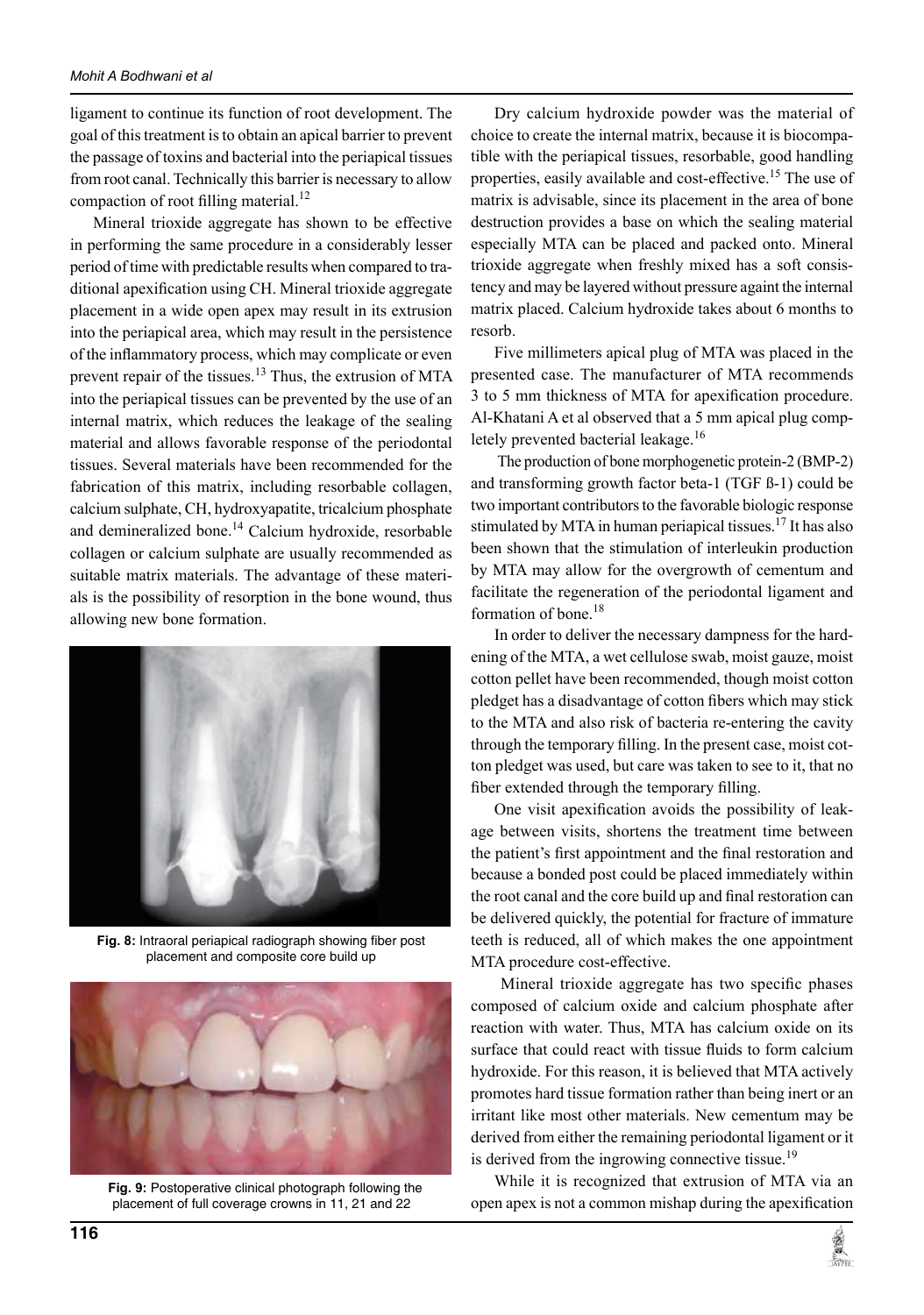ligament to continue its function of root development. The goal of this treatment is to obtain an apical barrier to prevent the passage of toxins and bacterial into the periapical tissues from root canal. Technically this barrier is necessary to allow compaction of root filling material.[12]

Mineral trioxide aggregate has shown to be effective in performing the same procedure in a considerably lesser period of time with predictable results when compared to traditional apexification using CH. Mineral trioxide aggregate placement in a wide open apex may result in its extrusion into the periapical area, which may result in the persistence of the inflammatory process, which may complicate or even prevent repair of the tissues.[13] Thus, the extrusion of MTA into the periapical tissues can be prevented by the use of an internal matrix, which reduces the leakage of the sealing material and allows favorable response of the periodontal tissues. Several materials have been recommended for the fabrication of this matrix, including resorbable collagen, calcium sulphate, CH, hydroxyapatite, tricalcium phosphate and demineralized bone.[14] Calcium hydroxide, resorbable collagen or calcium sulphate are usually recommended as suitable matrix materials. The advantage of these materials is the possibility of resorption in the bone wound, thus allowing new bone formation.

**Fig. 8:** Intraoral periapical radiograph showing fiber post placement and composite core build up

**Fig. 9:** Postoperative clinical photograph following the placement of full coverage crowns in 11, 21 and 22

Dry calcium hydroxide powder was the material of choice to create the internal matrix, because it is biocompatible with the periapical tissues, resorbable, good handling properties, easily available and cost-effective.[15] The use of matrix is advisable, since its placement in the area of bone destruction provides a base on which the sealing material especially MTA can be placed and packed onto. Mineral trioxide aggregate when freshly mixed has a soft consistency and may be layered without pressure againt the internal matrix placed. Calcium hydroxide takes about 6 months to resorb.

Five millimeters apical plug of MTA was placed in the presented case. The manufacturer of MTA recommends 3 to 5 mm thickness of MTA for apexification procedure. Al-Khatani A et al observed that a 5 mm apical plug completely prevented bacterial leakage.[16]

The production of bone morphogenetic protein-2 (BMP-2) and transforming growth factor beta-1 (TGF ß-1) could be two important contributors to the favorable biologic response stimulated by MTA in human periapical tissues.[17] It has also been shown that the stimulation of interleukin production by MTA may allow for the overgrowth of cementum and facilitate the regeneration of the periodontal ligament and formation of bone.[18]

In order to deliver the necessary dampness for the hardening of the MTA, a wet cellulose swab, moist gauze, moist cotton pellet have been recommended, though moist cotton pledget has a disadvantage of cotton fibers which may stick to the MTA and also risk of bacteria re-entering the cavity through the temporary filling. In the present case, moist cotton pledget was used, but care was taken to see to it, that no fiber extended through the temporary filling.

One visit apexification avoids the possibility of leakage between visits, shortens the treatment time between the patient's first appointment and the final restoration and because a bonded post could be placed immediately within the root canal and the core build up and final restoration can be delivered quickly, the potential for fracture of immature teeth is reduced, all of which makes the one appointment MTA procedure cost-effective.

Mineral trioxide aggregate has two specific phases composed of calcium oxide and calcium phosphate after reaction with water. Thus, MTA has calcium oxide on its surface that could react with tissue fluids to form calcium hydroxide. For this reason, it is believed that MTA actively promotes hard tissue formation rather than being inert or an irritant like most other materials. New cementum may be derived from either the remaining periodontal ligament or it is derived from the ingrowing connective tissue.[19]

While it is recognized that extrusion of MTA via an open apex is not a common mishap during the apexification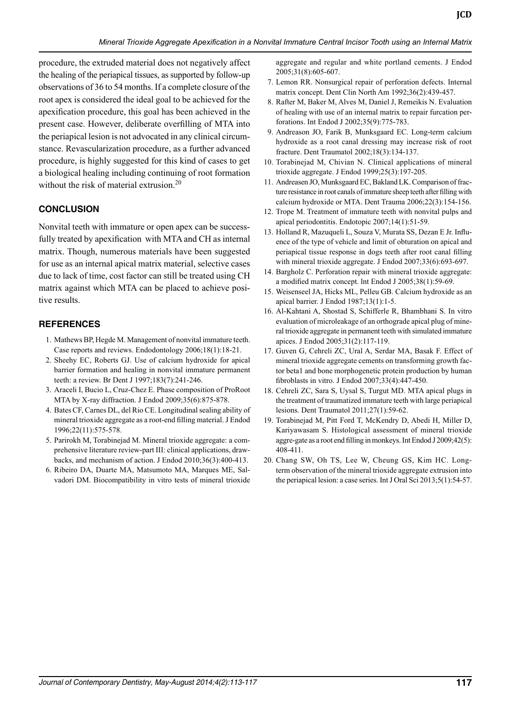procedure, the extruded material does not negatively affect the healing of the periapical tissues, as supported by follow-up observations of 36 to 54 months. If a complete closure of the root apex is considered the ideal goal to be achieved for the apexification procedure, this goal has been achieved in the present case. However, deliberate overfilling of MTA into the periapical lesion is not advocated in any clinical circumstance. Revascularization procedure, as a further advanced procedure, is highly suggested for this kind of cases to get a biological healing including continuing of root formation without the risk of material extrusion.[20]

## CONCLUSION

Nonvital teeth with immature or open apex can be successfully treated by apexification with MTA and CH as internal matrix. Though, numerous materials have been suggested for use as an internal apical matrix material, selective cases due to lack of time, cost factor can still be treated using CH matrix against which MTA can be placed to achieve positive results.

## REFERENCES

1. Mathews BP, Hegde M. Management of nonvital immature teeth. Case reports and reviews. Endodontology 2006;18(1):18-21.
2. Sheehy EC, Roberts GJ. Use of calcium hydroxide for apical barrier formation and healing in nonvital immature permanent teeth: a review. Br Dent J 1997;183(7):241-246.
3. Araceli I, Bucio L, Cruz-Chez E. Phase composition of ProRoot MTA by X-ray diffraction. J Endod 2009;35(6):875-878.
4. Bates CF, Carnes DL, del Rio CE. Longitudinal sealing ability of mineral trioxide aggregate as a root-end filling material. J Endod 1996;22(11):575-578.
5. Parirokh M, Torabinejad M. Mineral trioxide aggregate: a comprehensive literature review-part III: clinical applications, drawbacks, and mechanism of action. J Endod 2010;36(3):400-413.
6. Ribeiro DA, Duarte MA, Matsumoto MA, Marques ME, Salvadori DM. Biocompatibility in vitro tests of mineral trioxide aggregate and regular and white portland cements. J Endod 2005;31(8):605-607.
7. Lemon RR. Nonsurgical repair of perforation defects. Internal matrix concept. Dent Clin North Am 1992;36(2):439-457.
8. Rafter M, Baker M, Alves M, Daniel J, Remeikis N. Evaluation of healing with use of an internal matrix to repair furcation perforations. Int Endod J 2002;35(9):775-783.
9. Andreason JO, Farik B, Munksgaard EC. Long-term calcium hydroxide as a root canal dressing may increase risk of root fracture. Dent Traumatol 2002;18(3):134-137.
10. Torabinejad M, Chivian N. Clinical applications of mineral trioxide aggregate. J Endod 1999;25(3):197-205.
11. Andreasen JO, Munksgaard EC, Bakland LK. Comparison of fracture resistance in root canals of immature sheep teeth after filling with calcium hydroxide or MTA. Dent Trauma 2006;22(3):154-156.
12. Trope M. Treatment of immature teeth with nonvital pulps and apical periodontitis. Endotopic 2007;14(1):51-59.
13. Holland R, Mazuqueli L, Souza V, Murata SS, Dezan E Jr. Influence of the type of vehicle and limit of obturation on apical and periapical tissue response in dogs teeth after root canal filling with mineral trioxide aggregate. J Endod 2007;33(6):693-697.
14. Bargholz C. Perforation repair with mineral trioxide aggregate: a modified matrix concept. lnt Endod J 2005;38(1):59-69.
15. Weisenseel JA, Hicks ML, Pelleu GB. Calcium hydroxide as an apical barrier. J Endod 1987;13(1):1-5.
16. Al-Kahtani A, Shostad S, Schifferle R, Bhambhani S. In vitro evaluation of microleakage of an orthograde apical plug of mineral trioxide aggregate in permanent teeth with simulated immature apices. J Endod 2005;31(2):117-119.
17. Guven G, Cehreli ZC, Ural A, Serdar MA, Basak F. Effect of mineral trioxide aggregate cements on transforming growth factor beta1 and bone morphogenetic protein production by human fibroblasts in vitro. J Endod 2007;33(4):447-450.
18. Cehreli ZC, Sara S, Uysal S, Turgut MD. MTA apical plugs in the treatment of traumatized immature teeth with large periapical lesions. Dent Traumatol 2011;27(1):59-62.
19. Torabinejad M, Pitt Ford T, McKendry D, Abedi H, Miller D, Kariyawasam S. Histological assessment of mineral trioxide aggre-gate as a root end filling in monkeys. Int Endod J 2009;42(5): 408-411.
20. Chang SW, Oh TS, Lee W, Cheung GS, Kim HC. Long-term observation of the mineral trioxide aggregate extrusion into the periapical lesion: a case series. Int J Oral Sci 2013;5(1):54-57.